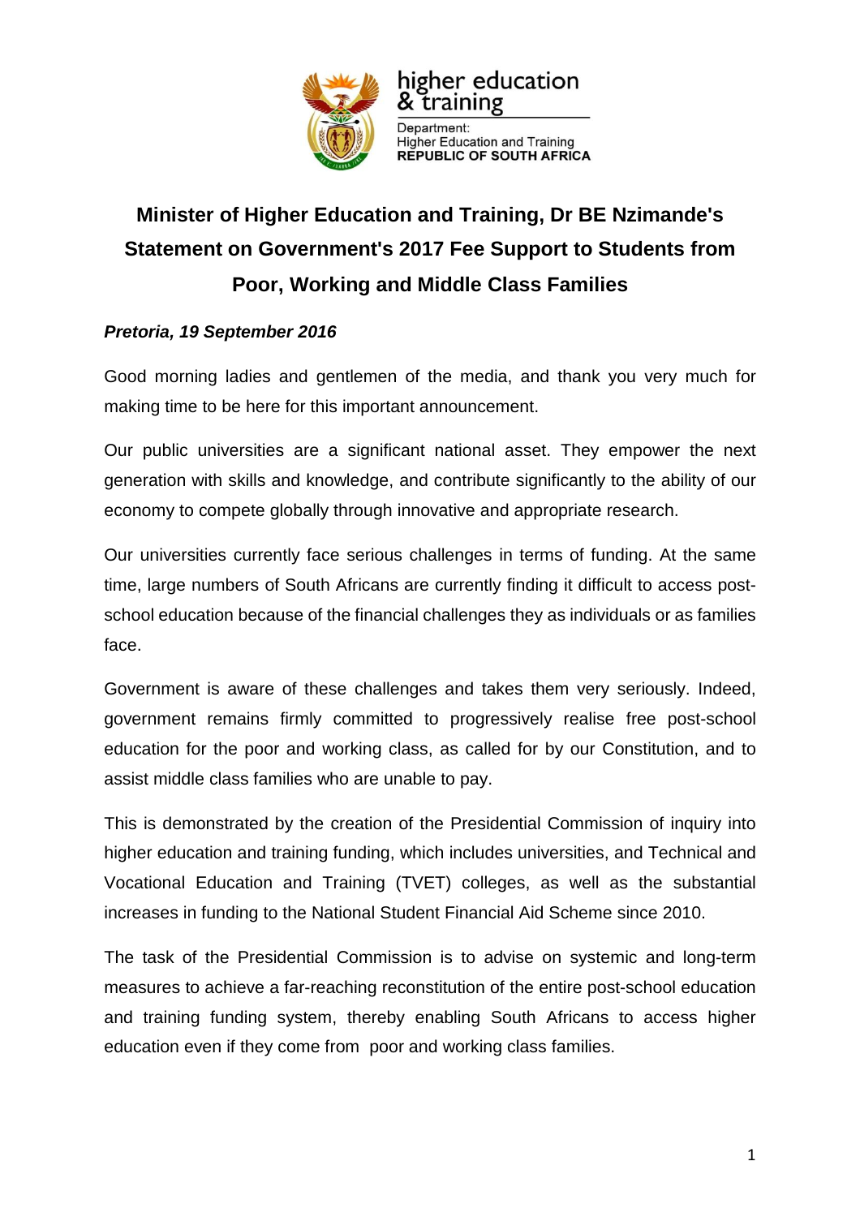higher education & training

Department:
Higher Education and Training
REPUBLIC OF SOUTH AFRICA

# Minister of Higher Education and Training, Dr BE Nzimande's Statement on Government's 2017 Fee Support to Students from Poor, Working and Middle Class Families

***Pretoria, 19 September 2016***

Good morning ladies and gentlemen of the media, and thank you very much for making time to be here for this important announcement.

Our public universities are a significant national asset. They empower the next generation with skills and knowledge, and contribute significantly to the ability of our economy to compete globally through innovative and appropriate research.

Our universities currently face serious challenges in terms of funding. At the same time, large numbers of South Africans are currently finding it difficult to access post-school education because of the financial challenges they as individuals or as families face.

Government is aware of these challenges and takes them very seriously. Indeed, government remains firmly committed to progressively realise free post-school education for the poor and working class, as called for by our Constitution, and to assist middle class families who are unable to pay.

This is demonstrated by the creation of the Presidential Commission of inquiry into higher education and training funding, which includes universities, and Technical and Vocational Education and Training (TVET) colleges, as well as the substantial increases in funding to the National Student Financial Aid Scheme since 2010.

The task of the Presidential Commission is to advise on systemic and long-term measures to achieve a far-reaching reconstitution of the entire post-school education and training funding system, thereby enabling South Africans to access higher education even if they come from poor and working class families.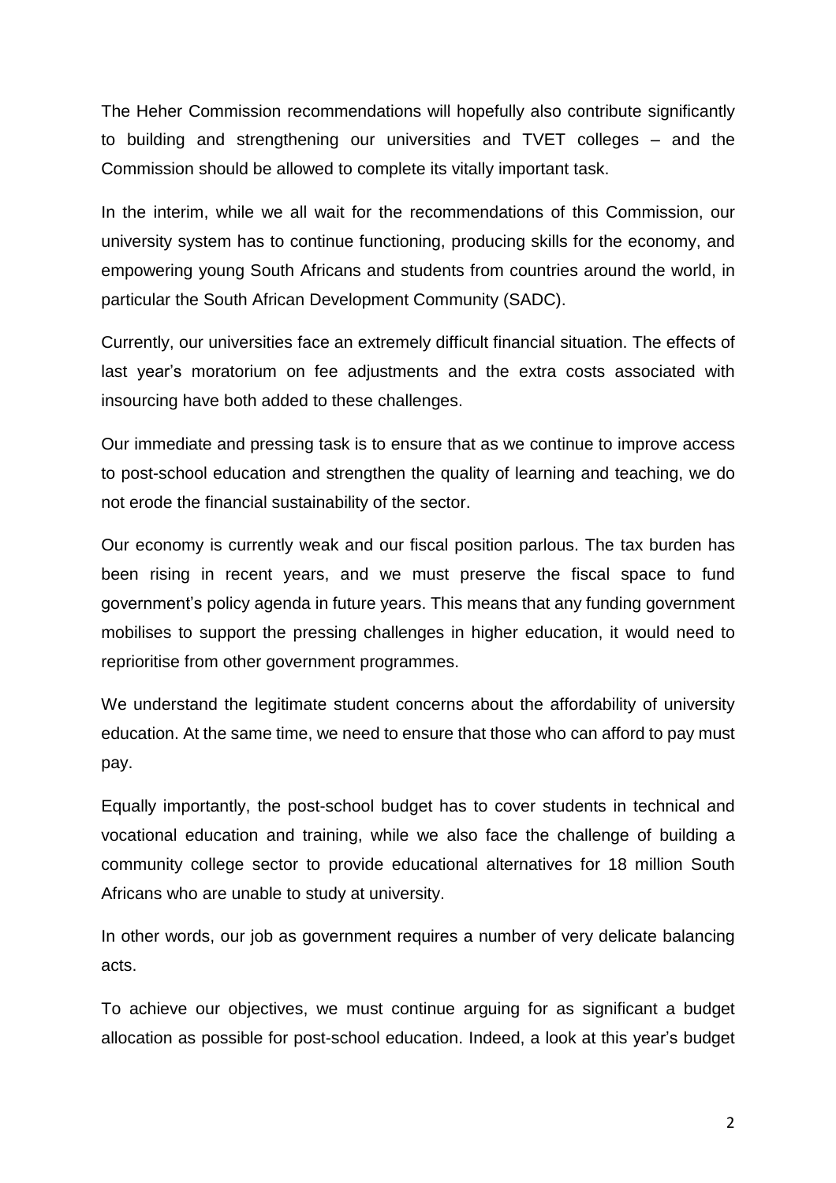The Heher Commission recommendations will hopefully also contribute significantly to building and strengthening our universities and TVET colleges – and the Commission should be allowed to complete its vitally important task.

In the interim, while we all wait for the recommendations of this Commission, our university system has to continue functioning, producing skills for the economy, and empowering young South Africans and students from countries around the world, in particular the South African Development Community (SADC).

Currently, our universities face an extremely difficult financial situation. The effects of last year's moratorium on fee adjustments and the extra costs associated with insourcing have both added to these challenges.

Our immediate and pressing task is to ensure that as we continue to improve access to post-school education and strengthen the quality of learning and teaching, we do not erode the financial sustainability of the sector.

Our economy is currently weak and our fiscal position parlous. The tax burden has been rising in recent years, and we must preserve the fiscal space to fund government's policy agenda in future years. This means that any funding government mobilises to support the pressing challenges in higher education, it would need to reprioritise from other government programmes.

We understand the legitimate student concerns about the affordability of university education. At the same time, we need to ensure that those who can afford to pay must pay.

Equally importantly, the post-school budget has to cover students in technical and vocational education and training, while we also face the challenge of building a community college sector to provide educational alternatives for 18 million South Africans who are unable to study at university.

In other words, our job as government requires a number of very delicate balancing acts.

To achieve our objectives, we must continue arguing for as significant a budget allocation as possible for post-school education. Indeed, a look at this year's budget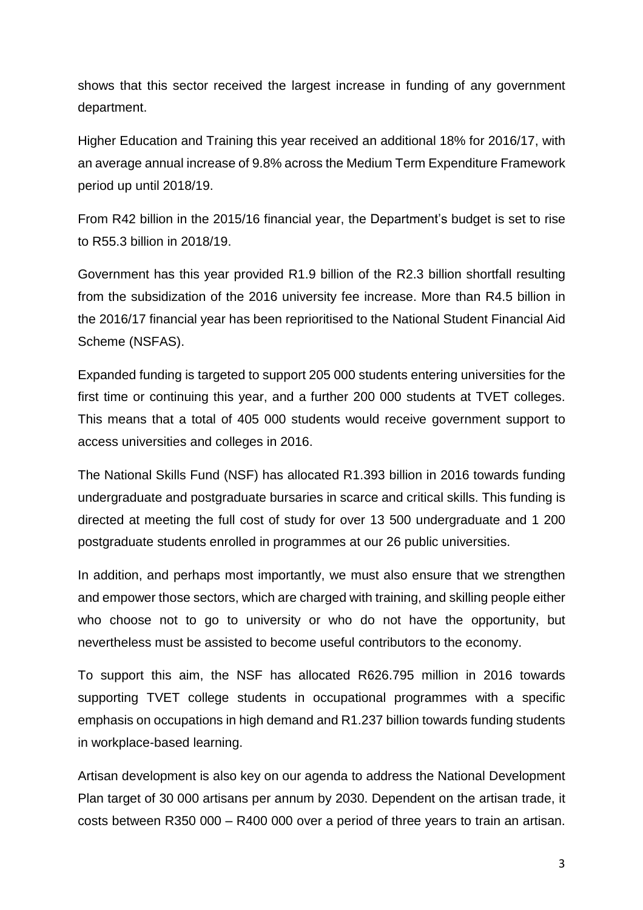shows that this sector received the largest increase in funding of any government department.

Higher Education and Training this year received an additional 18% for 2016/17, with an average annual increase of 9.8% across the Medium Term Expenditure Framework period up until 2018/19.

From R42 billion in the 2015/16 financial year, the Department's budget is set to rise to R55.3 billion in 2018/19.

Government has this year provided R1.9 billion of the R2.3 billion shortfall resulting from the subsidization of the 2016 university fee increase. More than R4.5 billion in the 2016/17 financial year has been reprioritised to the National Student Financial Aid Scheme (NSFAS).

Expanded funding is targeted to support 205 000 students entering universities for the first time or continuing this year, and a further 200 000 students at TVET colleges. This means that a total of 405 000 students would receive government support to access universities and colleges in 2016.

The National Skills Fund (NSF) has allocated R1.393 billion in 2016 towards funding undergraduate and postgraduate bursaries in scarce and critical skills. This funding is directed at meeting the full cost of study for over 13 500 undergraduate and 1 200 postgraduate students enrolled in programmes at our 26 public universities.

In addition, and perhaps most importantly, we must also ensure that we strengthen and empower those sectors, which are charged with training, and skilling people either who choose not to go to university or who do not have the opportunity, but nevertheless must be assisted to become useful contributors to the economy.

To support this aim, the NSF has allocated R626.795 million in 2016 towards supporting TVET college students in occupational programmes with a specific emphasis on occupations in high demand and R1.237 billion towards funding students in workplace-based learning.

Artisan development is also key on our agenda to address the National Development Plan target of 30 000 artisans per annum by 2030. Dependent on the artisan trade, it costs between R350 000 – R400 000 over a period of three years to train an artisan.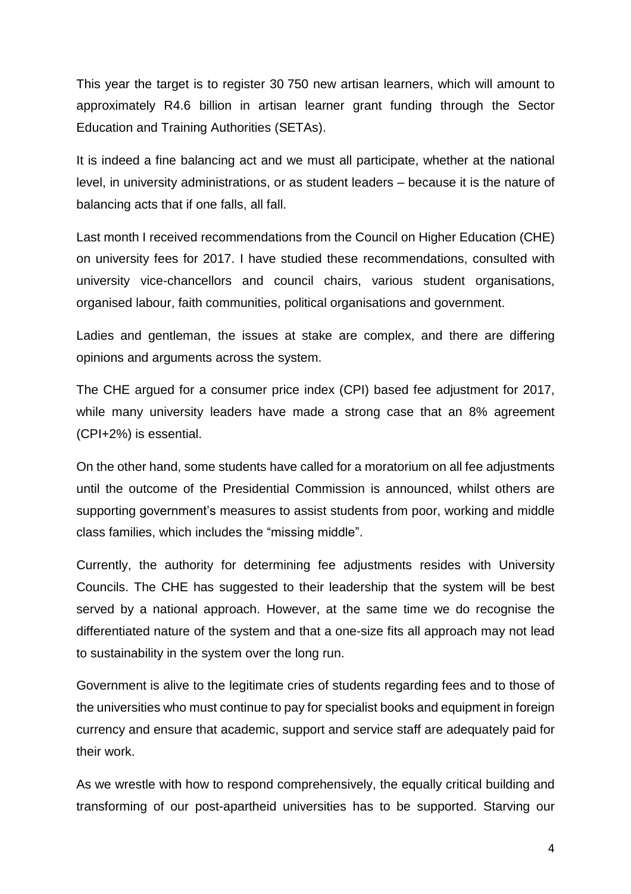This year the target is to register 30 750 new artisan learners, which will amount to approximately R4.6 billion in artisan learner grant funding through the Sector Education and Training Authorities (SETAs).

It is indeed a fine balancing act and we must all participate, whether at the national level, in university administrations, or as student leaders – because it is the nature of balancing acts that if one falls, all fall.

Last month I received recommendations from the Council on Higher Education (CHE) on university fees for 2017. I have studied these recommendations, consulted with university vice-chancellors and council chairs, various student organisations, organised labour, faith communities, political organisations and government.

Ladies and gentleman, the issues at stake are complex, and there are differing opinions and arguments across the system.

The CHE argued for a consumer price index (CPI) based fee adjustment for 2017, while many university leaders have made a strong case that an 8% agreement (CPI+2%) is essential.

On the other hand, some students have called for a moratorium on all fee adjustments until the outcome of the Presidential Commission is announced, whilst others are supporting government's measures to assist students from poor, working and middle class families, which includes the "missing middle".

Currently, the authority for determining fee adjustments resides with University Councils. The CHE has suggested to their leadership that the system will be best served by a national approach. However, at the same time we do recognise the differentiated nature of the system and that a one-size fits all approach may not lead to sustainability in the system over the long run.

Government is alive to the legitimate cries of students regarding fees and to those of the universities who must continue to pay for specialist books and equipment in foreign currency and ensure that academic, support and service staff are adequately paid for their work.

As we wrestle with how to respond comprehensively, the equally critical building and transforming of our post-apartheid universities has to be supported. Starving our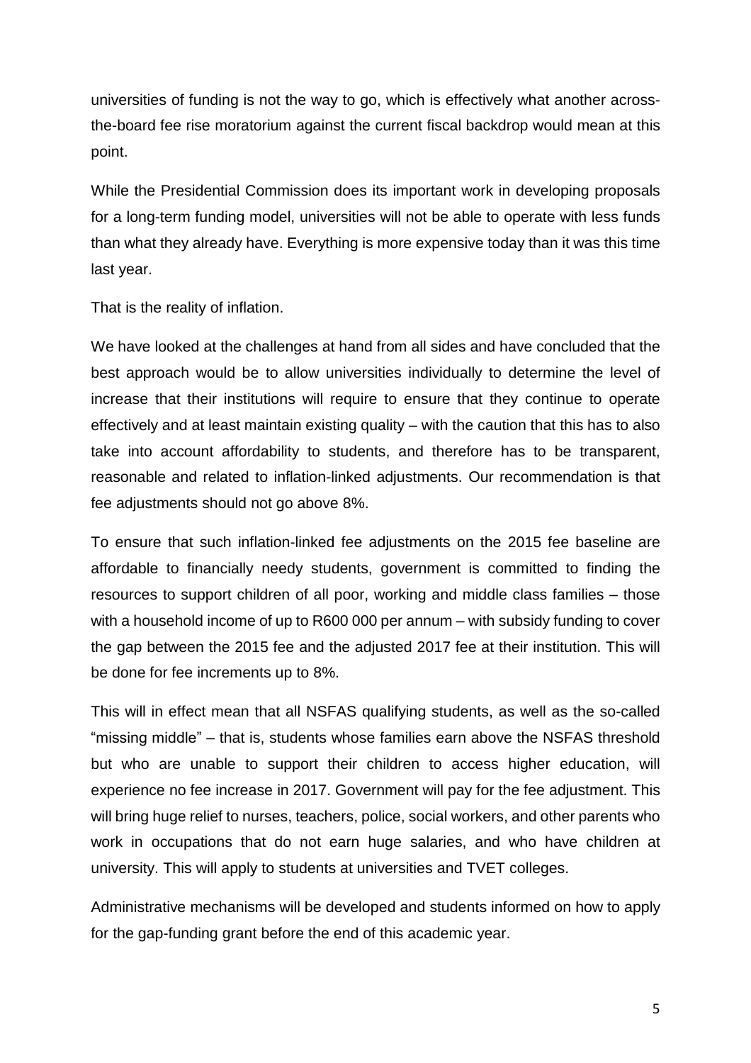universities of funding is not the way to go, which is effectively what another across-the-board fee rise moratorium against the current fiscal backdrop would mean at this point.

While the Presidential Commission does its important work in developing proposals for a long-term funding model, universities will not be able to operate with less funds than what they already have. Everything is more expensive today than it was this time last year.

That is the reality of inflation.

We have looked at the challenges at hand from all sides and have concluded that the best approach would be to allow universities individually to determine the level of increase that their institutions will require to ensure that they continue to operate effectively and at least maintain existing quality – with the caution that this has to also take into account affordability to students, and therefore has to be transparent, reasonable and related to inflation-linked adjustments. Our recommendation is that fee adjustments should not go above 8%.

To ensure that such inflation-linked fee adjustments on the 2015 fee baseline are affordable to financially needy students, government is committed to finding the resources to support children of all poor, working and middle class families – those with a household income of up to R600 000 per annum – with subsidy funding to cover the gap between the 2015 fee and the adjusted 2017 fee at their institution. This will be done for fee increments up to 8%.

This will in effect mean that all NSFAS qualifying students, as well as the so-called "missing middle" – that is, students whose families earn above the NSFAS threshold but who are unable to support their children to access higher education, will experience no fee increase in 2017. Government will pay for the fee adjustment. This will bring huge relief to nurses, teachers, police, social workers, and other parents who work in occupations that do not earn huge salaries, and who have children at university. This will apply to students at universities and TVET colleges.

Administrative mechanisms will be developed and students informed on how to apply for the gap-funding grant before the end of this academic year.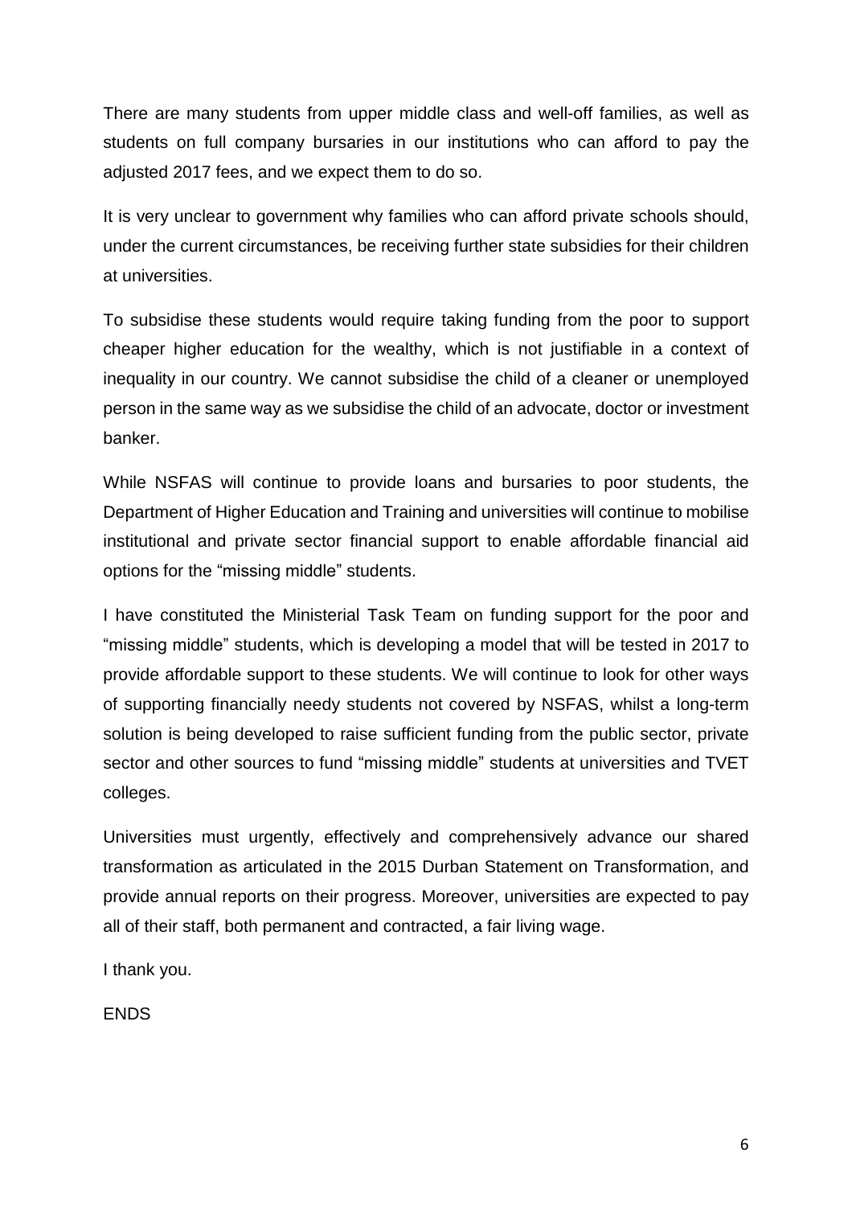There are many students from upper middle class and well-off families, as well as students on full company bursaries in our institutions who can afford to pay the adjusted 2017 fees, and we expect them to do so.

It is very unclear to government why families who can afford private schools should, under the current circumstances, be receiving further state subsidies for their children at universities.

To subsidise these students would require taking funding from the poor to support cheaper higher education for the wealthy, which is not justifiable in a context of inequality in our country. We cannot subsidise the child of a cleaner or unemployed person in the same way as we subsidise the child of an advocate, doctor or investment banker.

While NSFAS will continue to provide loans and bursaries to poor students, the Department of Higher Education and Training and universities will continue to mobilise institutional and private sector financial support to enable affordable financial aid options for the "missing middle" students.

I have constituted the Ministerial Task Team on funding support for the poor and "missing middle" students, which is developing a model that will be tested in 2017 to provide affordable support to these students. We will continue to look for other ways of supporting financially needy students not covered by NSFAS, whilst a long-term solution is being developed to raise sufficient funding from the public sector, private sector and other sources to fund "missing middle" students at universities and TVET colleges.

Universities must urgently, effectively and comprehensively advance our shared transformation as articulated in the 2015 Durban Statement on Transformation, and provide annual reports on their progress. Moreover, universities are expected to pay all of their staff, both permanent and contracted, a fair living wage.

I thank you.

ENDS